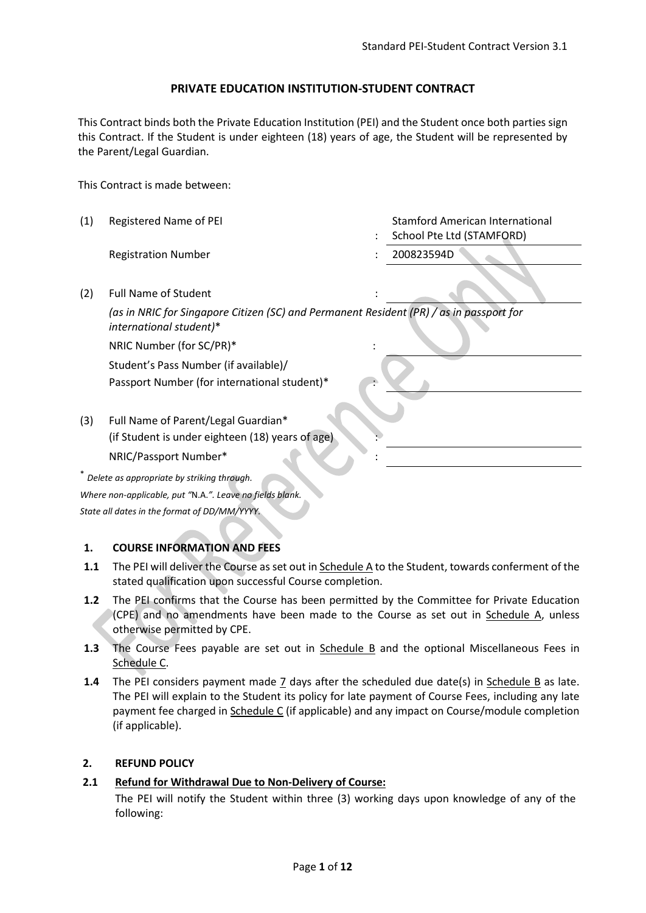# PRIVATE EDUCATION INSTITUTION-STUDENT CONTRACT

This Contract binds both the Private Education Institution (PEI) and the Student once both parties sign this Contract. If the Student is under eighteen (18) years of age, the Student will be represented by the Parent/Legal Guardian.

This Contract is made between:

| | | | |
|---|---|---|---|
| (1) | Registered Name of PEI | : | Stamford American International School Pte Ltd (STAMFORD) |
| | Registration Number | : | 200823594D |
| (2) | Full Name of Student<br>*(as in NRIC for Singapore Citizen (SC) and Permanent Resident (PR) / as in passport for international student)** | : | |
| | NRIC Number (for SC/PR)* | : | |
| | Student's Pass Number (if available)/<br>Passport Number (for international student)* | : | |
| (3) | Full Name of Parent/Legal Guardian*<br>(if Student is under eighteen (18) years of age) | : | |
| | NRIC/Passport Number* | : | |

*\* Delete as appropriate by striking through.*

*Where non-applicable, put "N.A.". Leave no fields blank.*

*State all dates in the format of DD/MM/YYYY.*

## 1. COURSE INFORMATION AND FEES

**1.1** The PEI will deliver the Course as set out in Schedule A to the Student, towards conferment of the stated qualification upon successful Course completion.

**1.2** The PEI confirms that the Course has been permitted by the Committee for Private Education (CPE) and no amendments have been made to the Course as set out in Schedule A, unless otherwise permitted by CPE.

**1.3** The Course Fees payable are set out in Schedule B and the optional Miscellaneous Fees in Schedule C.

**1.4** The PEI considers payment made 7 days after the scheduled due date(s) in Schedule B as late. The PEI will explain to the Student its policy for late payment of Course Fees, including any late payment fee charged in Schedule C (if applicable) and any impact on Course/module completion (if applicable).

## 2. REFUND POLICY

**2.1 Refund for Withdrawal Due to Non-Delivery of Course:**

The PEI will notify the Student within three (3) working days upon knowledge of any of the following: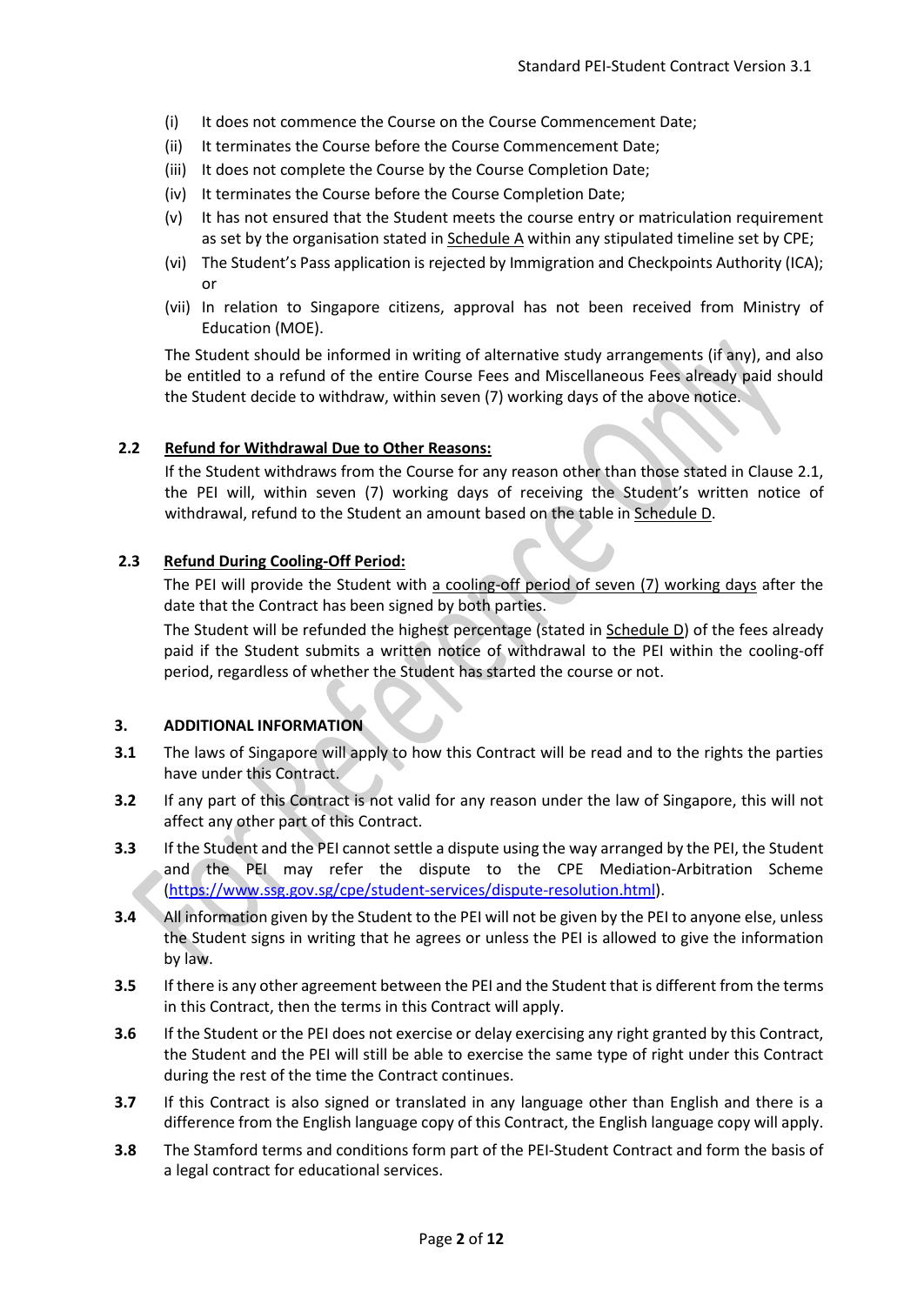(i) It does not commence the Course on the Course Commencement Date;

(ii) It terminates the Course before the Course Commencement Date;

(iii) It does not complete the Course by the Course Completion Date;

(iv) It terminates the Course before the Course Completion Date;

(v) It has not ensured that the Student meets the course entry or matriculation requirement as set by the organisation stated in Schedule A within any stipulated timeline set by CPE;

(vi) The Student's Pass application is rejected by Immigration and Checkpoints Authority (ICA); or

(vii) In relation to Singapore citizens, approval has not been received from Ministry of Education (MOE).

The Student should be informed in writing of alternative study arrangements (if any), and also be entitled to a refund of the entire Course Fees and Miscellaneous Fees already paid should the Student decide to withdraw, within seven (7) working days of the above notice.

**2.2 Refund for Withdrawal Due to Other Reasons:**

If the Student withdraws from the Course for any reason other than those stated in Clause 2.1, the PEI will, within seven (7) working days of receiving the Student's written notice of withdrawal, refund to the Student an amount based on the table in Schedule D.

**2.3 Refund During Cooling-Off Period:**

The PEI will provide the Student with a cooling-off period of seven (7) working days after the date that the Contract has been signed by both parties.

The Student will be refunded the highest percentage (stated in Schedule D) of the fees already paid if the Student submits a written notice of withdrawal to the PEI within the cooling-off period, regardless of whether the Student has started the course or not.

## 3. ADDITIONAL INFORMATION

**3.1** The laws of Singapore will apply to how this Contract will be read and to the rights the parties have under this Contract.

**3.2** If any part of this Contract is not valid for any reason under the law of Singapore, this will not affect any other part of this Contract.

**3.3** If the Student and the PEI cannot settle a dispute using the way arranged by the PEI, the Student and the PEI may refer the dispute to the CPE Mediation-Arbitration Scheme (https://www.ssg.gov.sg/cpe/student-services/dispute-resolution.html).

**3.4** All information given by the Student to the PEI will not be given by the PEI to anyone else, unless the Student signs in writing that he agrees or unless the PEI is allowed to give the information by law.

**3.5** If there is any other agreement between the PEI and the Student that is different from the terms in this Contract, then the terms in this Contract will apply.

**3.6** If the Student or the PEI does not exercise or delay exercising any right granted by this Contract, the Student and the PEI will still be able to exercise the same type of right under this Contract during the rest of the time the Contract continues.

**3.7** If this Contract is also signed or translated in any language other than English and there is a difference from the English language copy of this Contract, the English language copy will apply.

**3.8** The Stamford terms and conditions form part of the PEI-Student Contract and form the basis of a legal contract for educational services.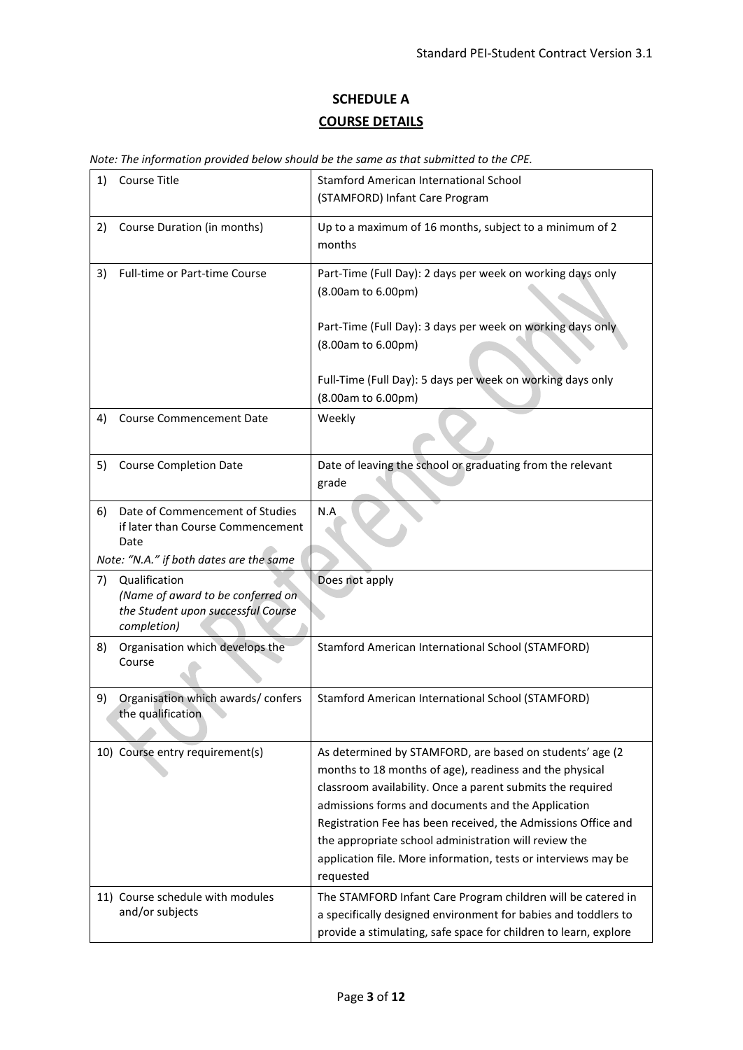# SCHEDULE A

## COURSE DETAILS

*Note: The information provided below should be the same as that submitted to the CPE.*

| | |
|---|---|
| 1) Course Title | Stamford American International School (STAMFORD) Infant Care Program |
| 2) Course Duration (in months) | Up to a maximum of 16 months, subject to a minimum of 2 months |
| 3) Full-time or Part-time Course | Part-Time (Full Day): 2 days per week on working days only (8.00am to 6.00pm)<br><br>Part-Time (Full Day): 3 days per week on working days only (8.00am to 6.00pm)<br><br>Full-Time (Full Day): 5 days per week on working days only (8.00am to 6.00pm) |
| 4) Course Commencement Date | Weekly |
| 5) Course Completion Date | Date of leaving the school or graduating from the relevant grade |
| 6) Date of Commencement of Studies if later than Course Commencement Date<br>*Note: "N.A." if both dates are the same* | N.A |
| 7) Qualification<br>*(Name of award to be conferred on the Student upon successful Course completion)* | Does not apply |
| 8) Organisation which develops the Course | Stamford American International School (STAMFORD) |
| 9) Organisation which awards/ confers the qualification | Stamford American International School (STAMFORD) |
| 10) Course entry requirement(s) | As determined by STAMFORD, are based on students' age (2 months to 18 months of age), readiness and the physical classroom availability. Once a parent submits the required admissions forms and documents and the Application Registration Fee has been received, the Admissions Office and the appropriate school administration will review the application file. More information, tests or interviews may be requested |
| 11) Course schedule with modules and/or subjects | The STAMFORD Infant Care Program children will be catered in a specifically designed environment for babies and toddlers to provide a stimulating, safe space for children to learn, explore |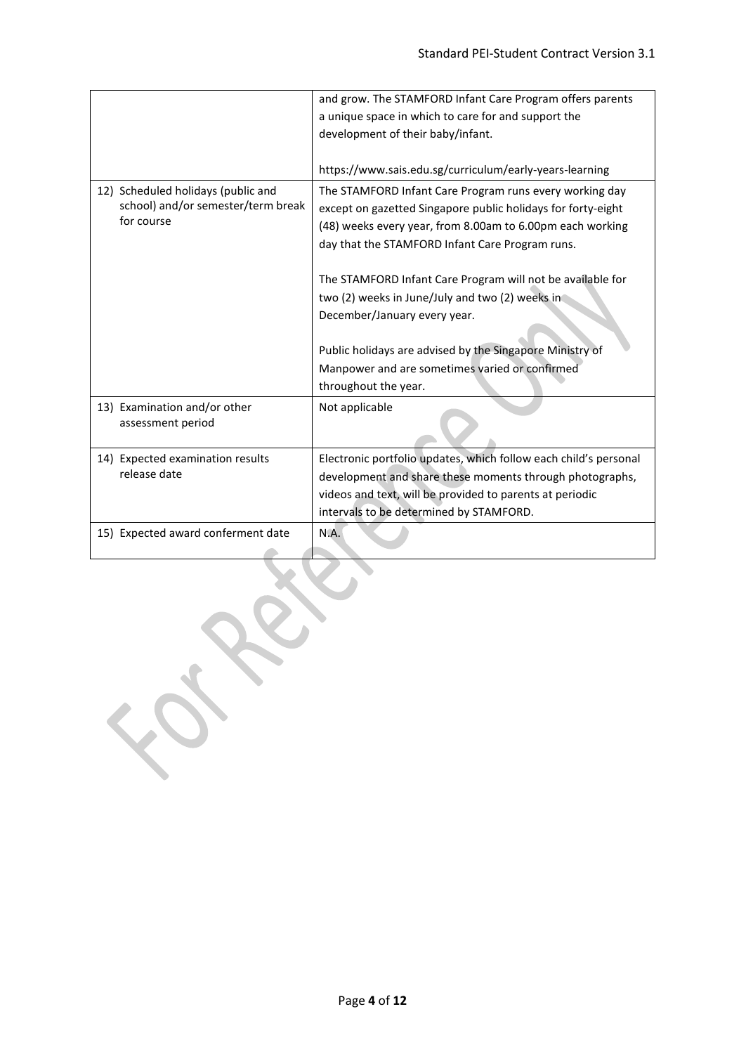|  |  |
|---|---|
|  | and grow. The STAMFORD Infant Care Program offers parents a unique space in which to care for and support the development of their baby/infant.<br><br>https://www.sais.edu.sg/curriculum/early-years-learning |
| 12) Scheduled holidays (public and school) and/or semester/term break for course | The STAMFORD Infant Care Program runs every working day except on gazetted Singapore public holidays for forty-eight (48) weeks every year, from 8.00am to 6.00pm each working day that the STAMFORD Infant Care Program runs.<br><br>The STAMFORD Infant Care Program will not be available for two (2) weeks in June/July and two (2) weeks in December/January every year.<br><br>Public holidays are advised by the Singapore Ministry of Manpower and are sometimes varied or confirmed throughout the year. |
| 13) Examination and/or other assessment period | Not applicable |
| 14) Expected examination results release date | Electronic portfolio updates, which follow each child's personal development and share these moments through photographs, videos and text, will be provided to parents at periodic intervals to be determined by STAMFORD. |
| 15) Expected award conferment date | N.A. |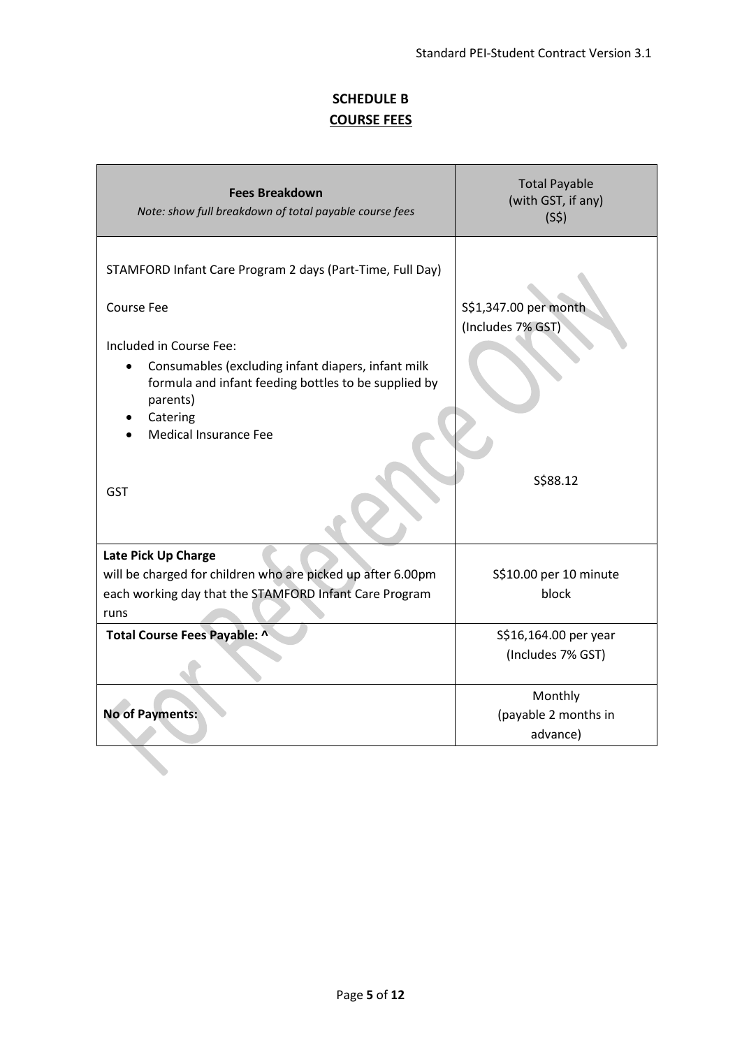# SCHEDULE B

## COURSE FEES

| **Fees Breakdown**<br>*Note: show full breakdown of total payable course fees* | Total Payable<br>(with GST, if any)<br>(S$) |
|---|---|
| STAMFORD Infant Care Program 2 days (Part-Time, Full Day)<br><br>Course Fee<br><br>Included in Course Fee:<br>• Consumables (excluding infant diapers, infant milk formula and infant feeding bottles to be supplied by parents)<br>• Catering<br>• Medical Insurance Fee<br><br>GST | <br><br>S$1,347.00 per month<br>(Includes 7% GST)<br><br><br><br><br><br>S$88.12 |
| **Late Pick Up Charge**<br>will be charged for children who are picked up after 6.00pm each working day that the STAMFORD Infant Care Program runs | S$10.00 per 10 minute block |
| **Total Course Fees Payable: ^** | S$16,164.00 per year<br>(Includes 7% GST) |
| **No of Payments:** | Monthly<br>(payable 2 months in advance) |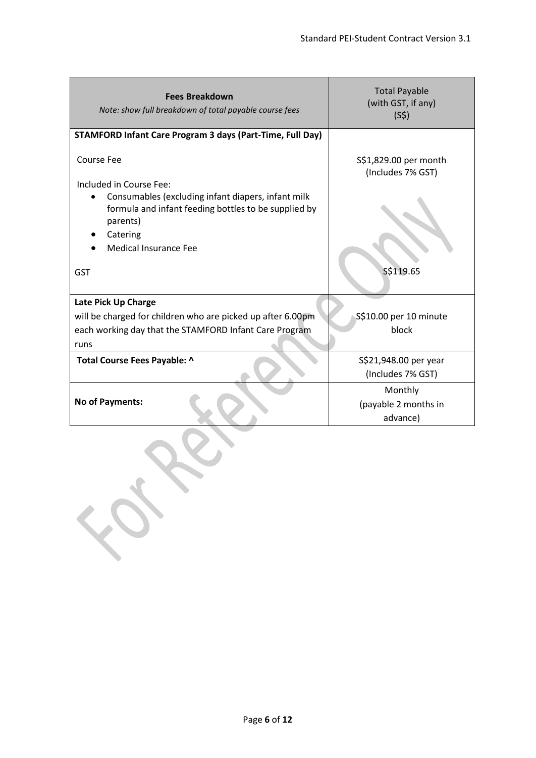| **Fees Breakdown**<br>*Note: show full breakdown of total payable course fees* | Total Payable<br>(with GST, if any)<br>(S$) |
|---|---|
| **STAMFORD Infant Care Program 3 days (Part-Time, Full Day)**<br><br>Course Fee<br><br>Included in Course Fee:<br>• Consumables (excluding infant diapers, infant milk formula and infant feeding bottles to be supplied by parents)<br>• Catering<br>• Medical Insurance Fee<br><br>GST | <br><br>S$1,829.00 per month<br>(Includes 7% GST)<br><br><br><br><br><br><br>S$119.65 |
| **Late Pick Up Charge**<br>will be charged for children who are picked up after 6.00pm each working day that the STAMFORD Infant Care Program runs | S$10.00 per 10 minute block |
| **Total Course Fees Payable: ^** | S$21,948.00 per year<br>(Includes 7% GST) |
| **No of Payments:** | Monthly<br>(payable 2 months in advance) |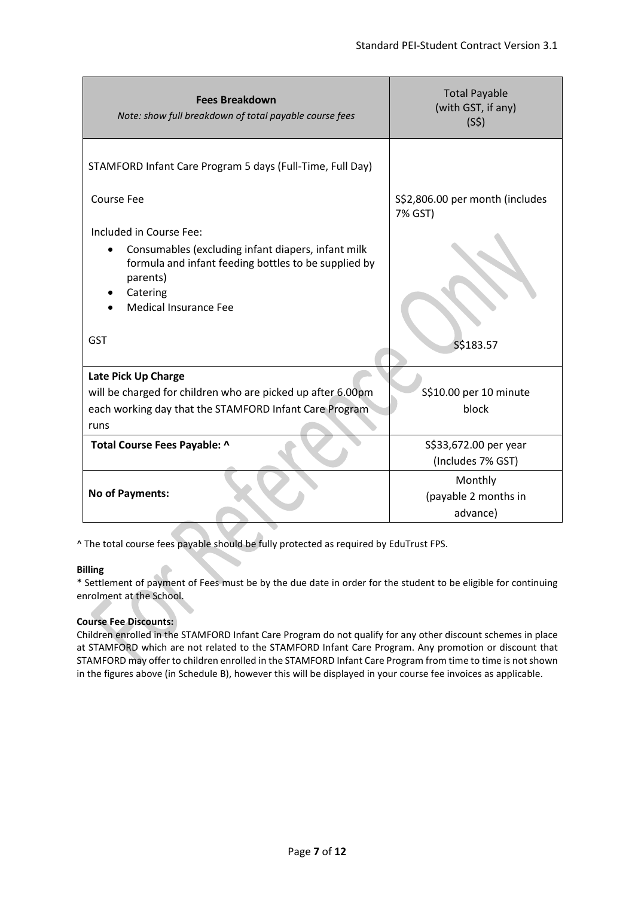| **Fees Breakdown** *Note: show full breakdown of total payable course fees* | Total Payable (with GST, if any) (S$) |
|---|---|
| STAMFORD Infant Care Program 5 days (Full-Time, Full Day) | |
| Course Fee | S$2,806.00 per month (includes 7% GST) |
| Included in Course Fee:<br>• Consumables (excluding infant diapers, infant milk formula and infant feeding bottles to be supplied by parents)<br>• Catering<br>• Medical Insurance Fee | |
| GST | S$183.57 |
| **Late Pick Up Charge** will be charged for children who are picked up after 6.00pm each working day that the STAMFORD Infant Care Program runs | S$10.00 per 10 minute block |
| **Total Course Fees Payable: ^** | S$33,672.00 per year (Includes 7% GST) |
| **No of Payments:** | Monthly (payable 2 months in advance) |

^ The total course fees payable should be fully protected as required by EduTrust FPS.

**Billing**

* Settlement of payment of Fees must be by the due date in order for the student to be eligible for continuing enrolment at the School.

**Course Fee Discounts:**

Children enrolled in the STAMFORD Infant Care Program do not qualify for any other discount schemes in place at STAMFORD which are not related to the STAMFORD Infant Care Program. Any promotion or discount that STAMFORD may offer to children enrolled in the STAMFORD Infant Care Program from time to time is not shown in the figures above (in Schedule B), however this will be displayed in your course fee invoices as applicable.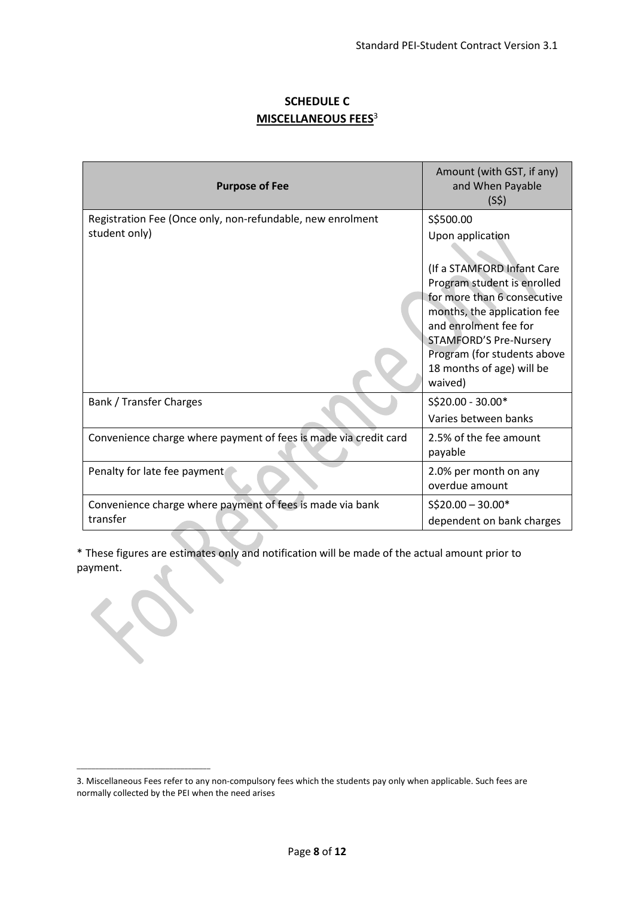## SCHEDULE C
## MISCELLANEOUS FEES[3]

| Purpose of Fee | Amount (with GST, if any) and When Payable (S$) |
|---|---|
| Registration Fee (Once only, non-refundable, new enrolment student only) | S$500.00<br>Upon application<br><br>(If a STAMFORD Infant Care Program student is enrolled for more than 6 consecutive months, the application fee and enrolment fee for STAMFORD'S Pre-Nursery Program (for students above 18 months of age) will be waived) |
| Bank / Transfer Charges | S$20.00 - 30.00*<br>Varies between banks |
| Convenience charge where payment of fees is made via credit card | 2.5% of the fee amount payable |
| Penalty for late fee payment | 2.0% per month on any overdue amount |
| Convenience charge where payment of fees is made via bank transfer | S$20.00 – 30.00*<br>dependent on bank charges |

* These figures are estimates only and notification will be made of the actual amount prior to payment.

3. Miscellaneous Fees refer to any non-compulsory fees which the students pay only when applicable. Such fees are normally collected by the PEI when the need arises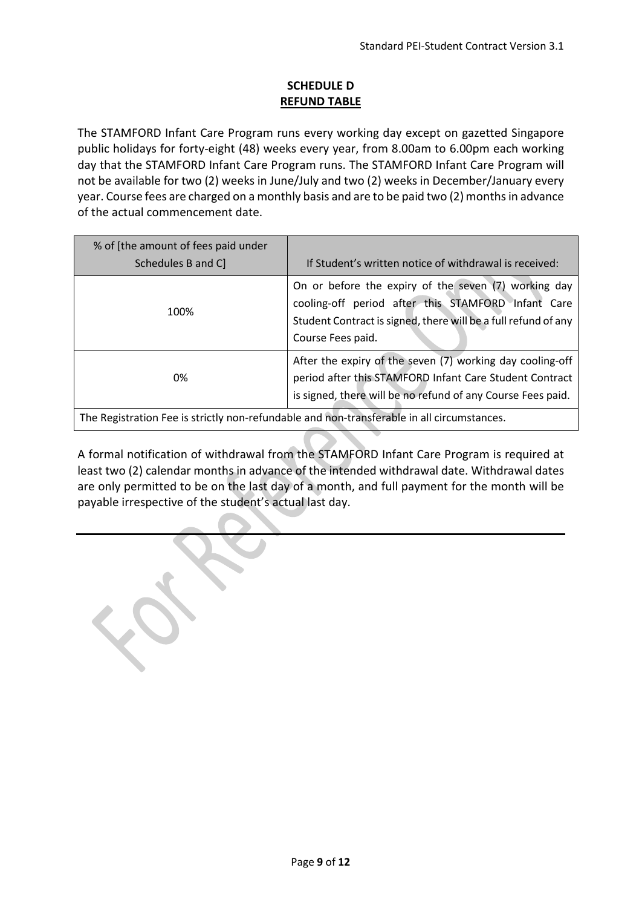## SCHEDULE D
## REFUND TABLE

The STAMFORD Infant Care Program runs every working day except on gazetted Singapore public holidays for forty-eight (48) weeks every year, from 8.00am to 6.00pm each working day that the STAMFORD Infant Care Program runs. The STAMFORD Infant Care Program will not be available for two (2) weeks in June/July and two (2) weeks in December/January every year. Course fees are charged on a monthly basis and are to be paid two (2) months in advance of the actual commencement date.

| % of [the amount of fees paid under Schedules B and C] | If Student's written notice of withdrawal is received: |
| --- | --- |
| 100% | On or before the expiry of the seven (7) working day cooling-off period after this STAMFORD Infant Care Student Contract is signed, there will be a full refund of any Course Fees paid. |
| 0% | After the expiry of the seven (7) working day cooling-off period after this STAMFORD Infant Care Student Contract is signed, there will be no refund of any Course Fees paid. |
| The Registration Fee is strictly non-refundable and non-transferable in all circumstances. | |

A formal notification of withdrawal from the STAMFORD Infant Care Program is required at least two (2) calendar months in advance of the intended withdrawal date. Withdrawal dates are only permitted to be on the last day of a month, and full payment for the month will be payable irrespective of the student's actual last day.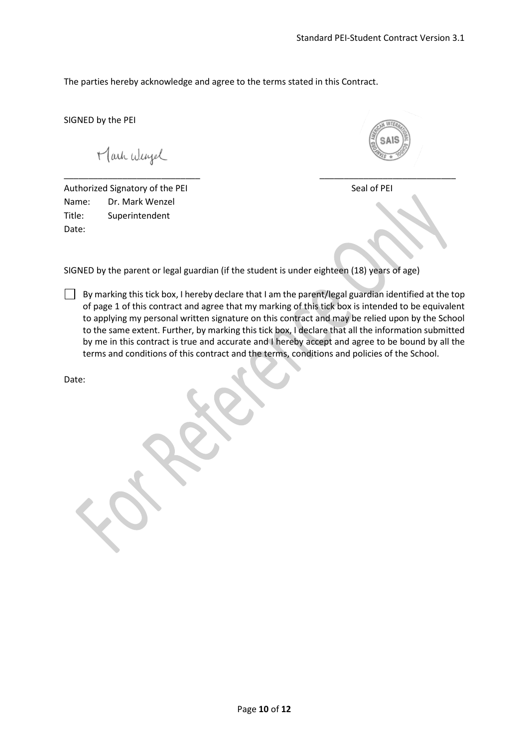The parties hereby acknowledge and agree to the terms stated in this Contract.

SIGNED by the PEI

Mark Wenzel

\_\_\_\_\_\_\_\_\_\_\_\_\_\_\_\_\_\_\_\_\_\_\_\_\_\_\_\_ \_\_\_\_\_\_\_\_\_\_\_\_\_\_\_\_\_\_\_\_\_\_\_\_\_\_\_\_

Authorized Signatory of the PEI Seal of PEI

Name: Dr. Mark Wenzel

Title: Superintendent

Date:

SIGNED by the parent or legal guardian (if the student is under eighteen (18) years of age)

☐ By marking this tick box, I hereby declare that I am the parent/legal guardian identified at the top of page 1 of this contract and agree that my marking of this tick box is intended to be equivalent to applying my personal written signature on this contract and may be relied upon by the School to the same extent. Further, by marking this tick box, I declare that all the information submitted by me in this contract is true and accurate and I hereby accept and agree to be bound by all the terms and conditions of this contract and the terms, conditions and policies of the School.

Date: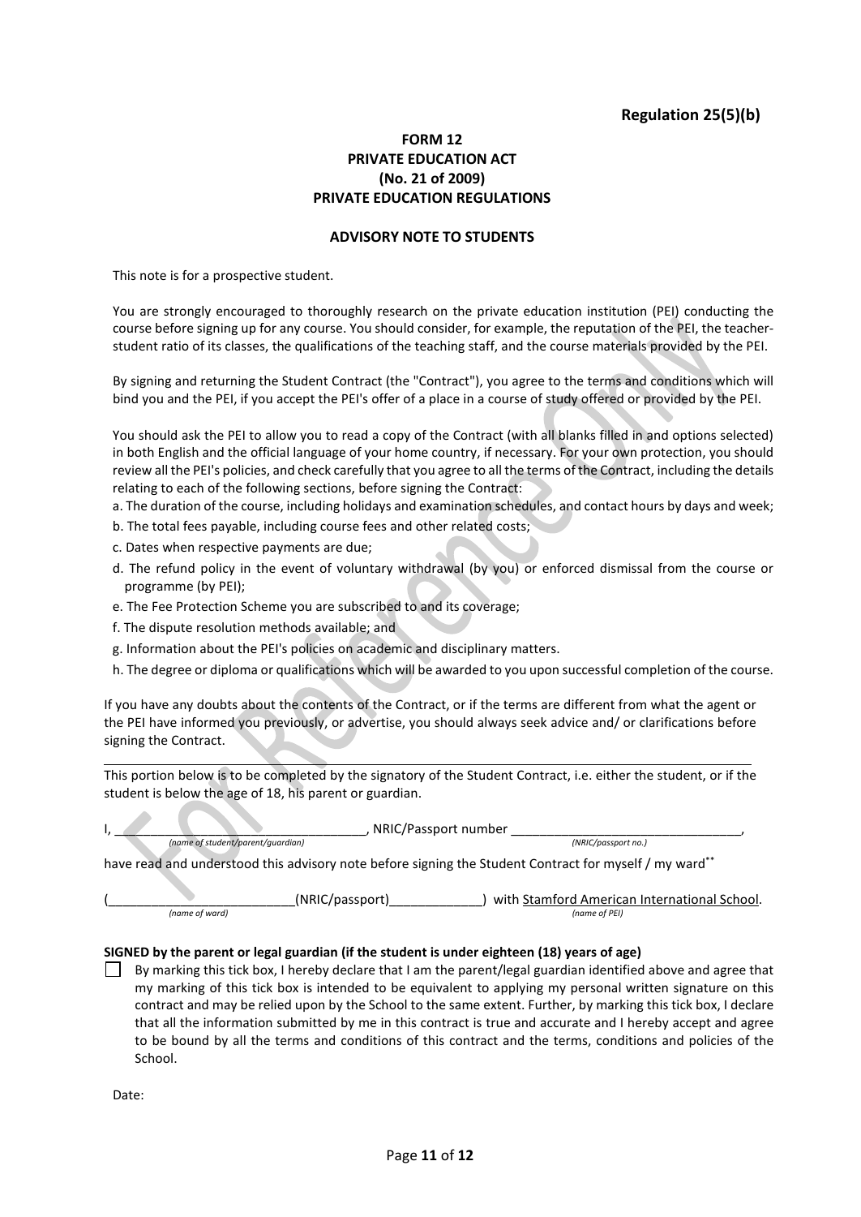**Regulation 25(5)(b)**

**FORM 12**
**PRIVATE EDUCATION ACT**
**(No. 21 of 2009)**
**PRIVATE EDUCATION REGULATIONS**

**ADVISORY NOTE TO STUDENTS**

This note is for a prospective student.

You are strongly encouraged to thoroughly research on the private education institution (PEI) conducting the course before signing up for any course. You should consider, for example, the reputation of the PEI, the teacher-student ratio of its classes, the qualifications of the teaching staff, and the course materials provided by the PEI.

By signing and returning the Student Contract (the "Contract"), you agree to the terms and conditions which will bind you and the PEI, if you accept the PEI's offer of a place in a course of study offered or provided by the PEI.

You should ask the PEI to allow you to read a copy of the Contract (with all blanks filled in and options selected) in both English and the official language of your home country, if necessary. For your own protection, you should review all the PEI's policies, and check carefully that you agree to all the terms of the Contract, including the details relating to each of the following sections, before signing the Contract:

a. The duration of the course, including holidays and examination schedules, and contact hours by days and week;
b. The total fees payable, including course fees and other related costs;
c. Dates when respective payments are due;
d. The refund policy in the event of voluntary withdrawal (by you) or enforced dismissal from the course or programme (by PEI);
e. The Fee Protection Scheme you are subscribed to and its coverage;
f. The dispute resolution methods available; and
g. Information about the PEI's policies on academic and disciplinary matters.
h. The degree or diploma or qualifications which will be awarded to you upon successful completion of the course.

If you have any doubts about the contents of the Contract, or if the terms are different from what the agent or the PEI have informed you previously, or advertise, you should always seek advice and/ or clarifications before signing the Contract.

---

This portion below is to be completed by the signatory of the Student Contract, i.e. either the student, or if the student is below the age of 18, his parent or guardian.

I, ________________________________, NRIC/Passport number ________________________________,
*(name of student/parent/guardian)* *(NRIC/passport no.)*

have read and understood this advisory note before signing the Student Contract for myself / my ward**

(__________________________(NRIC/passport)_____________) with Stamford American International School.
*(name of ward)* *(name of PEI)*

**SIGNED by the parent or legal guardian (if the student is under eighteen (18) years of age)**

☐ By marking this tick box, I hereby declare that I am the parent/legal guardian identified above and agree that my marking of this tick box is intended to be equivalent to applying my personal written signature on this contract and may be relied upon by the School to the same extent. Further, by marking this tick box, I declare that all the information submitted by me in this contract is true and accurate and I hereby accept and agree to be bound by all the terms and conditions of this contract and the terms, conditions and policies of the School.

Date: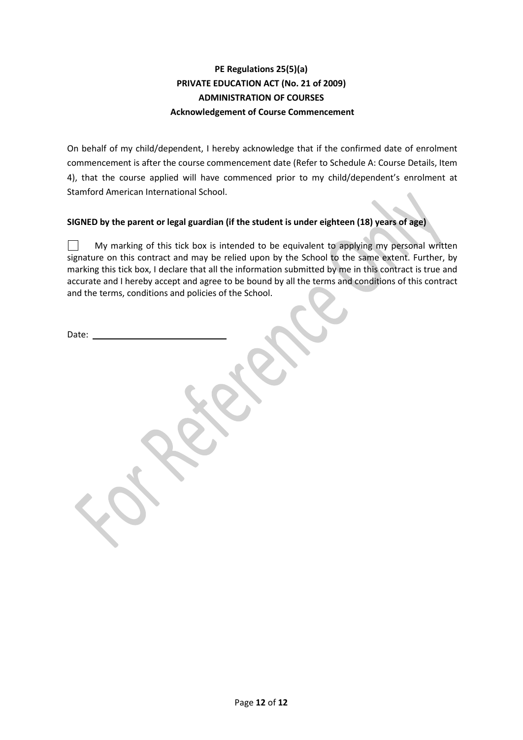**PE Regulations 25(5)(a)**
**PRIVATE EDUCATION ACT (No. 21 of 2009)**
**ADMINISTRATION OF COURSES**
**Acknowledgement of Course Commencement**

On behalf of my child/dependent, I hereby acknowledge that if the confirmed date of enrolment commencement is after the course commencement date (Refer to Schedule A: Course Details, Item 4), that the course applied will have commenced prior to my child/dependent's enrolment at Stamford American International School.

**SIGNED by the parent or legal guardian (if the student is under eighteen (18) years of age)**

☐ My marking of this tick box is intended to be equivalent to applying my personal written signature on this contract and may be relied upon by the School to the same extent. Further, by marking this tick box, I declare that all the information submitted by me in this contract is true and accurate and I hereby accept and agree to be bound by all the terms and conditions of this contract and the terms, conditions and policies of the School.

Date: ____________________________